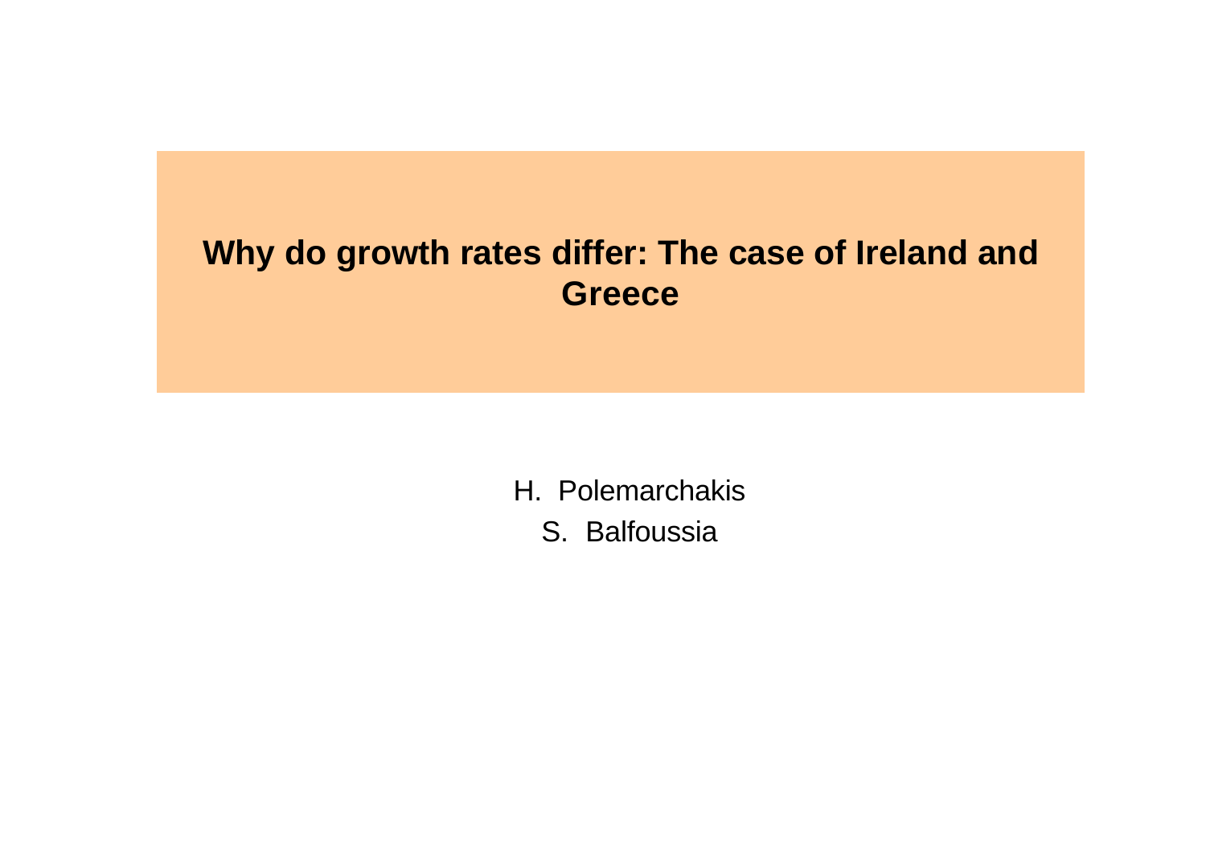# Why do growth rates differ: The case of Ireland and Greece

H. Polemarchakis

S. Balfoussia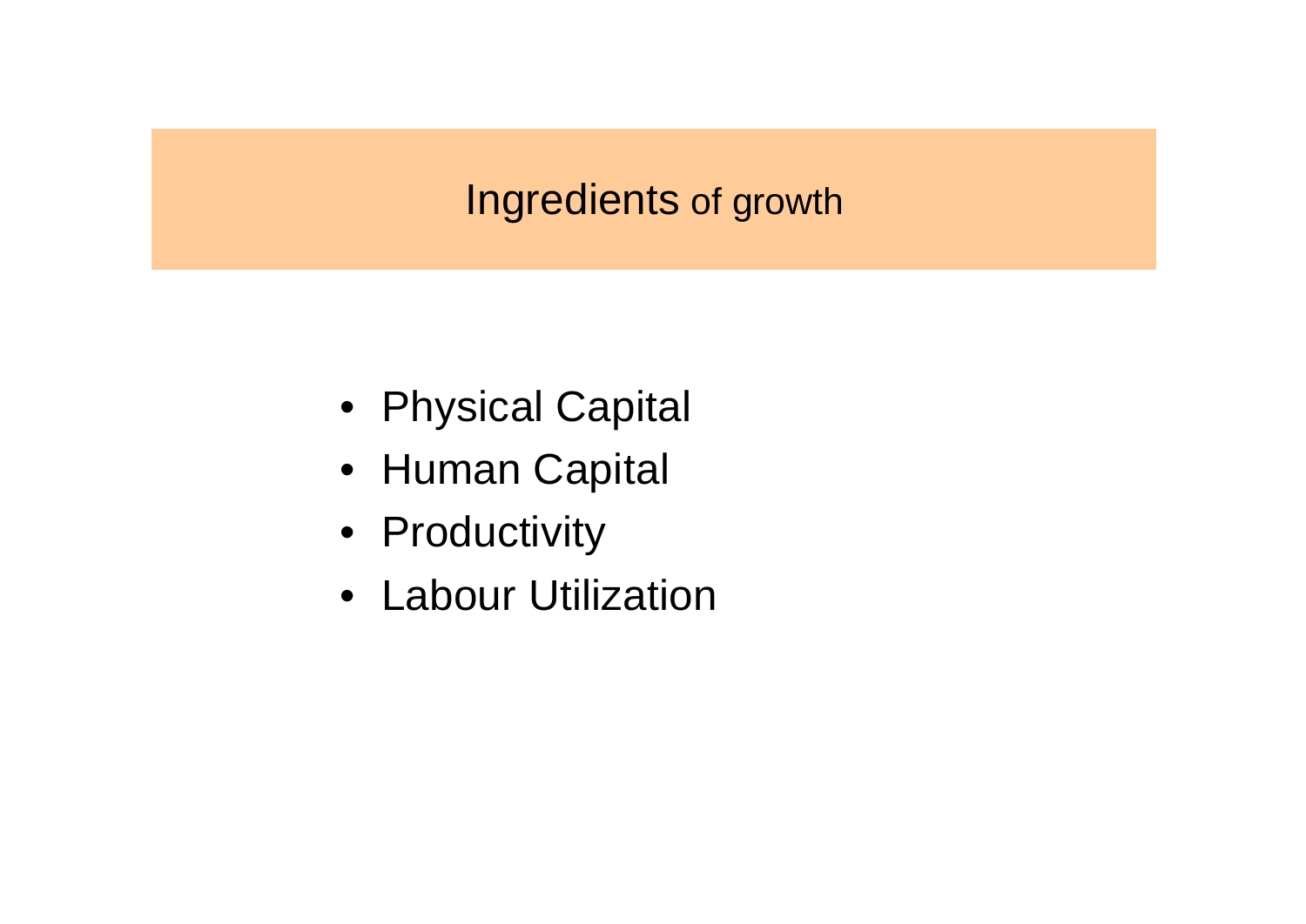# Ingredients of growth

- Physical Capital
- Human Capital
- Productivity
- Labour Utilization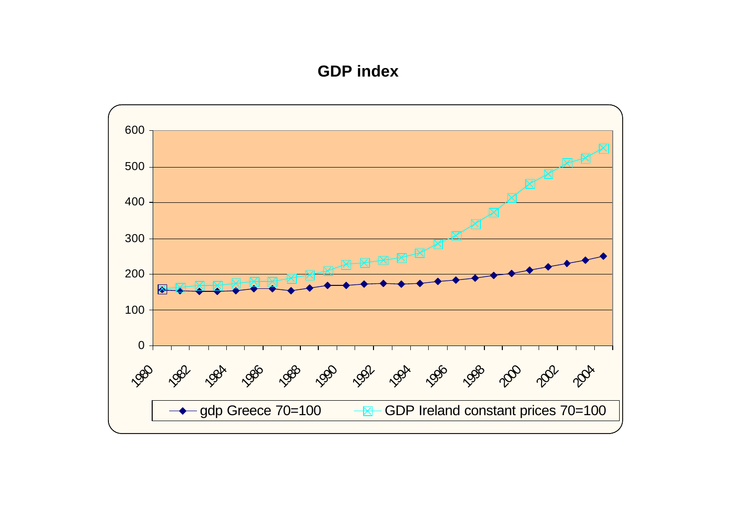**GDP index**

600
500
400
300
200
100
0

1980 1982 1984 1986 1988 1990 1992 1994 1996 1998 2000 2002 2004

gdp Greece 70=100 — GDP Ireland constant prices 70=100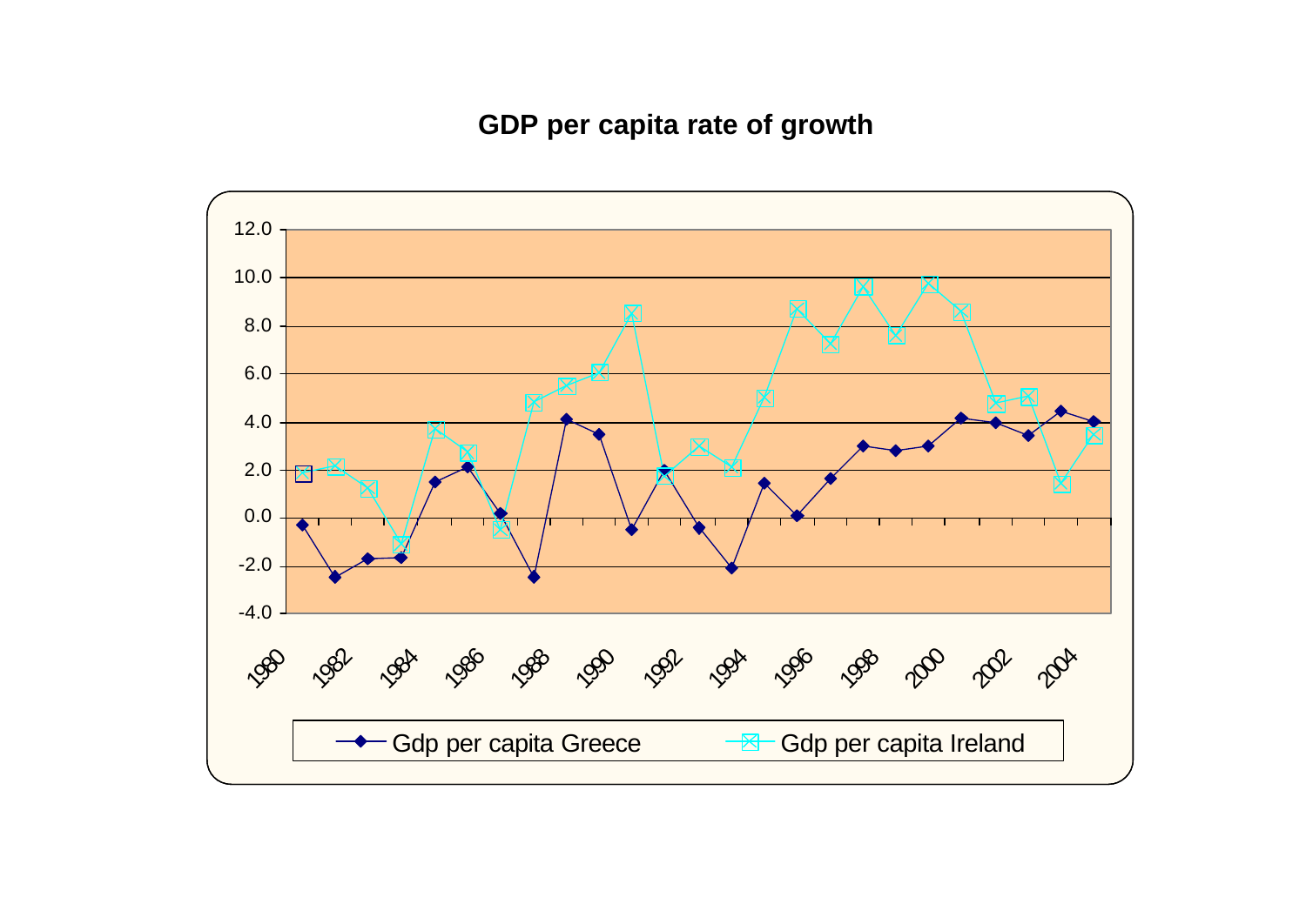# GDP per capita rate of growth

Gdp per capita Greece — Gdp per capita Ireland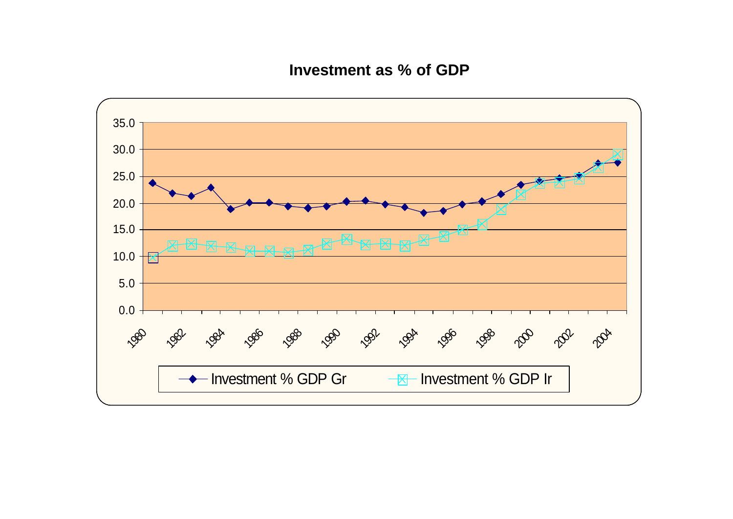**Investment as % of GDP**

35.0
30.0
25.0
20.0
15.0
10.0
5.0
0.0

1980 1982 1984 1986 1988 1990 1992 1994 1996 1998 2000 2002 2004

Investment % GDP Gr — Investment % GDP Ir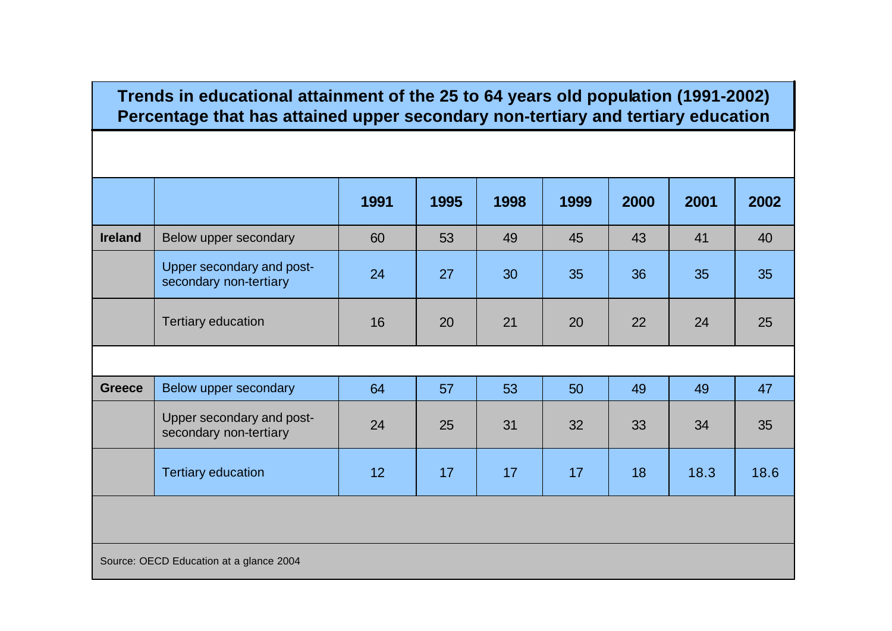**Trends in educational attainment of the 25 to 64 years old population (1991-2002)**
**Percentage that has attained upper secondary non-tertiary and tertiary education**

| | | 1991 | 1995 | 1998 | 1999 | 2000 | 2001 | 2002 |
|---|---|---|---|---|---|---|---|---|
| **Ireland** | Below upper secondary | 60 | 53 | 49 | 45 | 43 | 41 | 40 |
| | Upper secondary and post-secondary non-tertiary | 24 | 27 | 30 | 35 | 36 | 35 | 35 |
| | Tertiary education | 16 | 20 | 21 | 20 | 22 | 24 | 25 |
| **Greece** | Below upper secondary | 64 | 57 | 53 | 50 | 49 | 49 | 47 |
| | Upper secondary and post-secondary non-tertiary | 24 | 25 | 31 | 32 | 33 | 34 | 35 |
| | Tertiary education | 12 | 17 | 17 | 17 | 18 | 18.3 | 18.6 |

Source: OECD Education at a glance 2004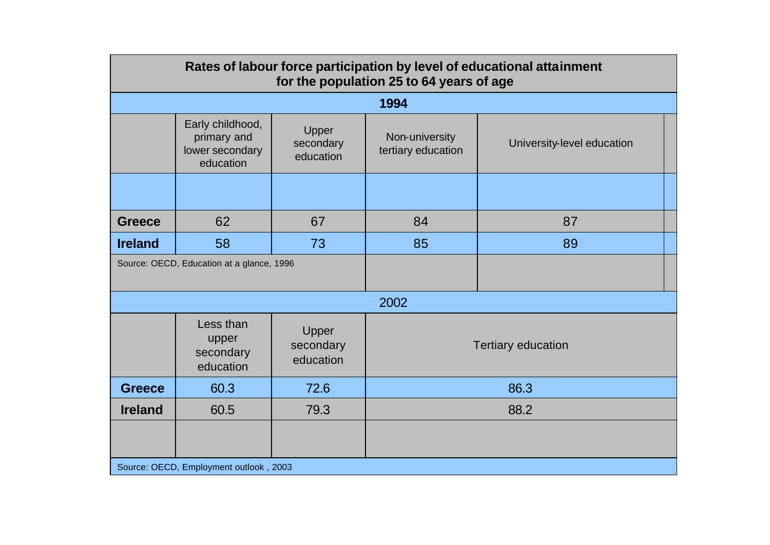**Rates of labour force participation by level of educational attainment for the population 25 to 64 years of age**

**1994**

| | Early childhood, primary and lower secondary education | Upper secondary education | Non-university tertiary education | University-level education |
|---|---|---|---|---|
| **Greece** | 62 | 67 | 84 | 87 |
| **Ireland** | 58 | 73 | 85 | 89 |

Source: OECD, Education at a glance, 1996

2002

| | Less than upper secondary education | Upper secondary education | Tertiary education |
|---|---|---|---|
| **Greece** | 60.3 | 72.6 | 86.3 |
| **Ireland** | 60.5 | 79.3 | 88.2 |

Source: OECD, Employment outlook , 2003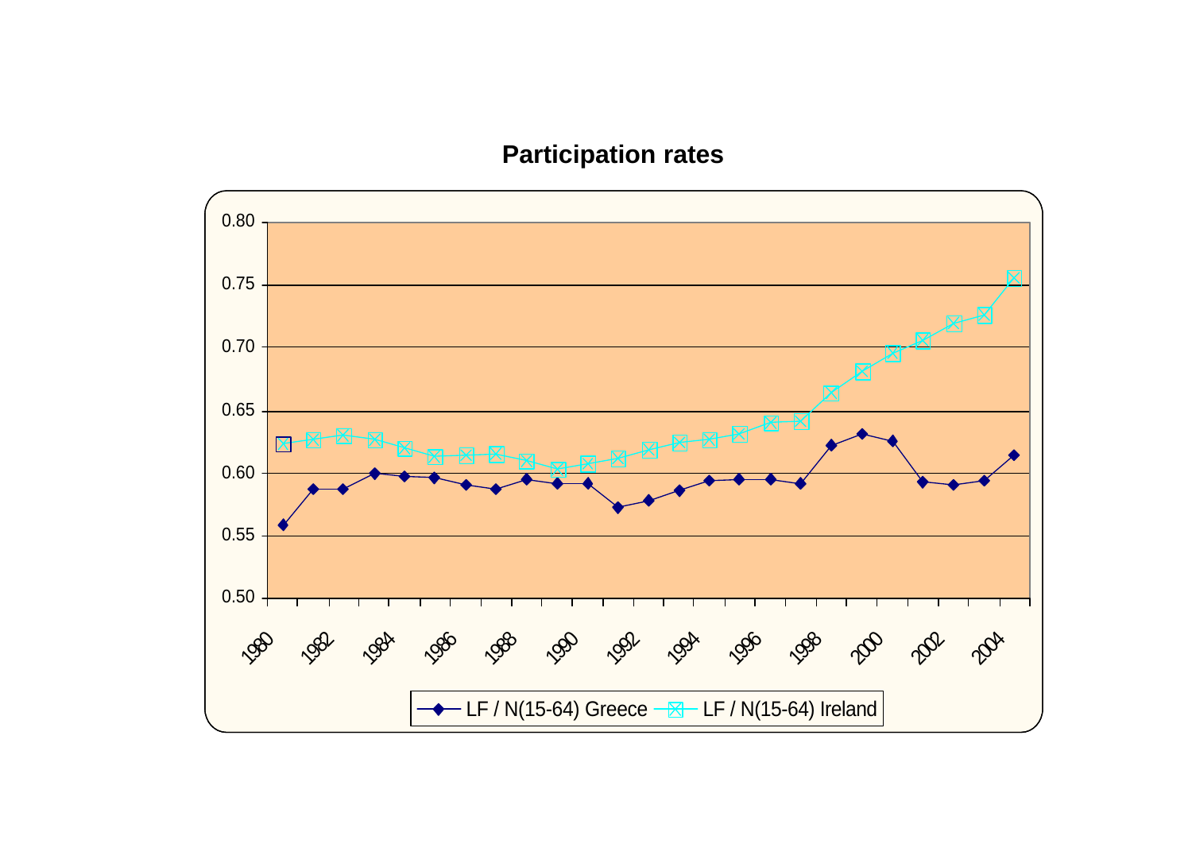**Participation rates**

LF / N(15-64) Greece — LF / N(15-64) Ireland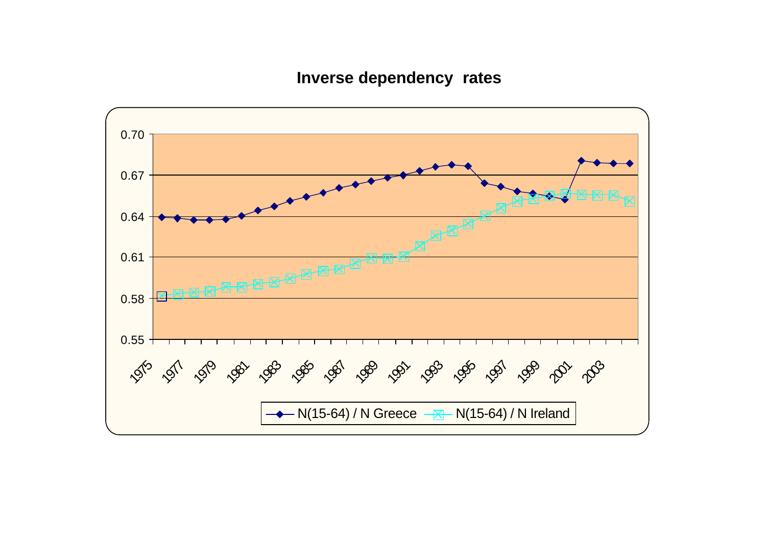**Inverse dependency rates**

0.70
0.67
0.64
0.61
0.58
0.55

1975 1977 1979 1981 1983 1985 1987 1989 1991 1993 1995 1997 1999 2001 2003

N(15-64) / N Greece    N(15-64) / N Ireland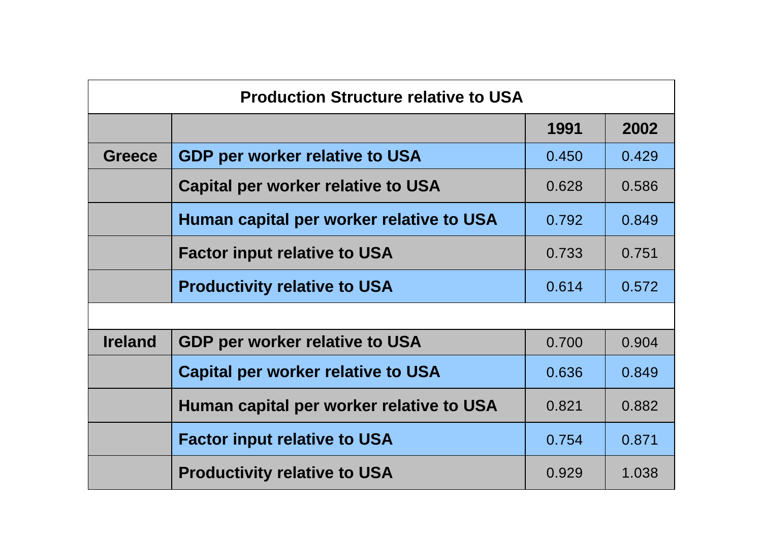| Production Structure relative to USA | | | |
|---|---|---|---|
| | | **1991** | **2002** |
| **Greece** | **GDP per worker relative to USA** | 0.450 | 0.429 |
| | **Capital per worker relative to USA** | 0.628 | 0.586 |
| | **Human capital per worker relative to USA** | 0.792 | 0.849 |
| | **Factor input relative to USA** | 0.733 | 0.751 |
| | **Productivity relative to USA** | 0.614 | 0.572 |
| | | | |
| **Ireland** | **GDP per worker relative to USA** | 0.700 | 0.904 |
| | **Capital per worker relative to USA** | 0.636 | 0.849 |
| | **Human capital per worker relative to USA** | 0.821 | 0.882 |
| | **Factor input relative to USA** | 0.754 | 0.871 |
| | **Productivity relative to USA** | 0.929 | 1.038 |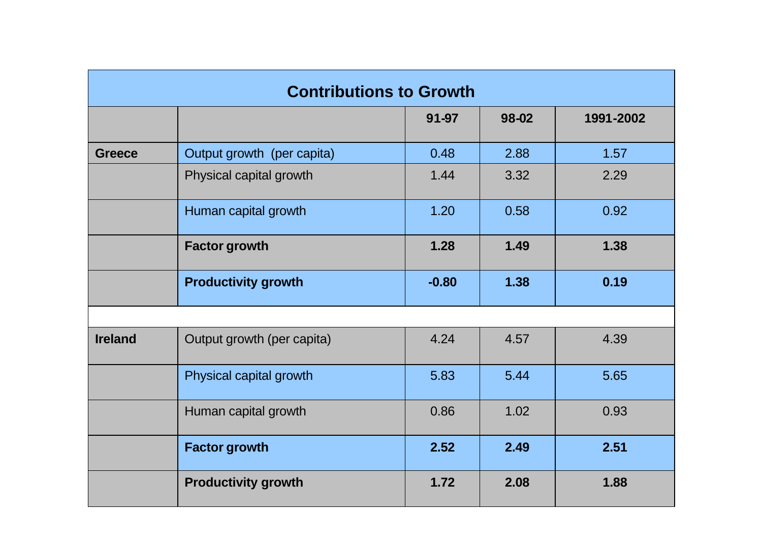| Contributions to Growth | | | | |
|---|---|---|---|---|
| | | 91-97 | 98-02 | 1991-2002 |
| **Greece** | Output growth (per capita) | 0.48 | 2.88 | 1.57 |
| | Physical capital growth | 1.44 | 3.32 | 2.29 |
| | Human capital growth | 1.20 | 0.58 | 0.92 |
| | **Factor growth** | **1.28** | **1.49** | **1.38** |
| | **Productivity growth** | **-0.80** | **1.38** | **0.19** |
| | | | | |
| **Ireland** | Output growth (per capita) | 4.24 | 4.57 | 4.39 |
| | Physical capital growth | 5.83 | 5.44 | 5.65 |
| | Human capital growth | 0.86 | 1.02 | 0.93 |
| | **Factor growth** | **2.52** | **2.49** | **2.51** |
| | **Productivity growth** | **1.72** | **2.08** | **1.88** |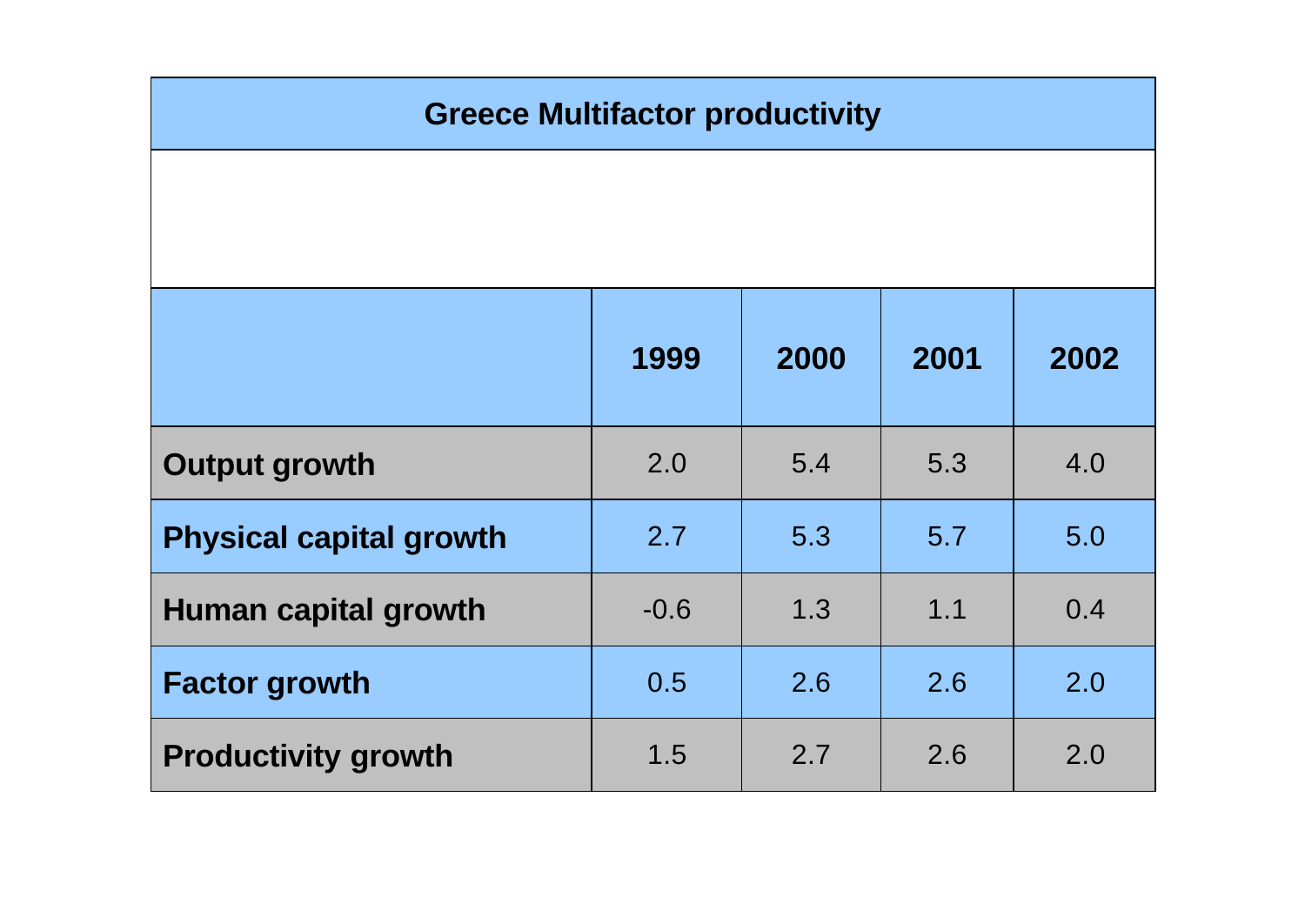# Greece Multifactor productivity

| | 1999 | 2000 | 2001 | 2002 |
|---|---|---|---|---|
| **Output growth** | 2.0 | 5.4 | 5.3 | 4.0 |
| **Physical capital growth** | 2.7 | 5.3 | 5.7 | 5.0 |
| **Human capital growth** | -0.6 | 1.3 | 1.1 | 0.4 |
| **Factor growth** | 0.5 | 2.6 | 2.6 | 2.0 |
| **Productivity growth** | 1.5 | 2.7 | 2.6 | 2.0 |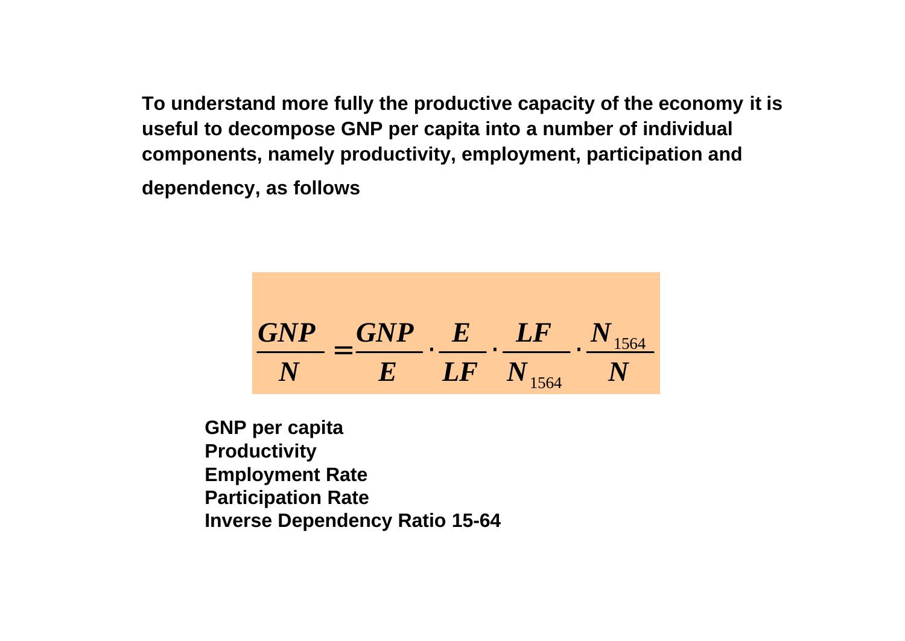**To understand more fully the productive capacity of the economy it is useful to decompose GNP per capita into a number of individual components, namely productivity, employment, participation and dependency, as follows**

$$\frac{GNP}{N} = \frac{GNP}{E} \cdot \frac{E}{LF} \cdot \frac{LF}{N_{1564}} \cdot \frac{N_{1564}}{N}$$

**GNP per capita**
**Productivity**
**Employment Rate**
**Participation Rate**
**Inverse Dependency Ratio 15-64**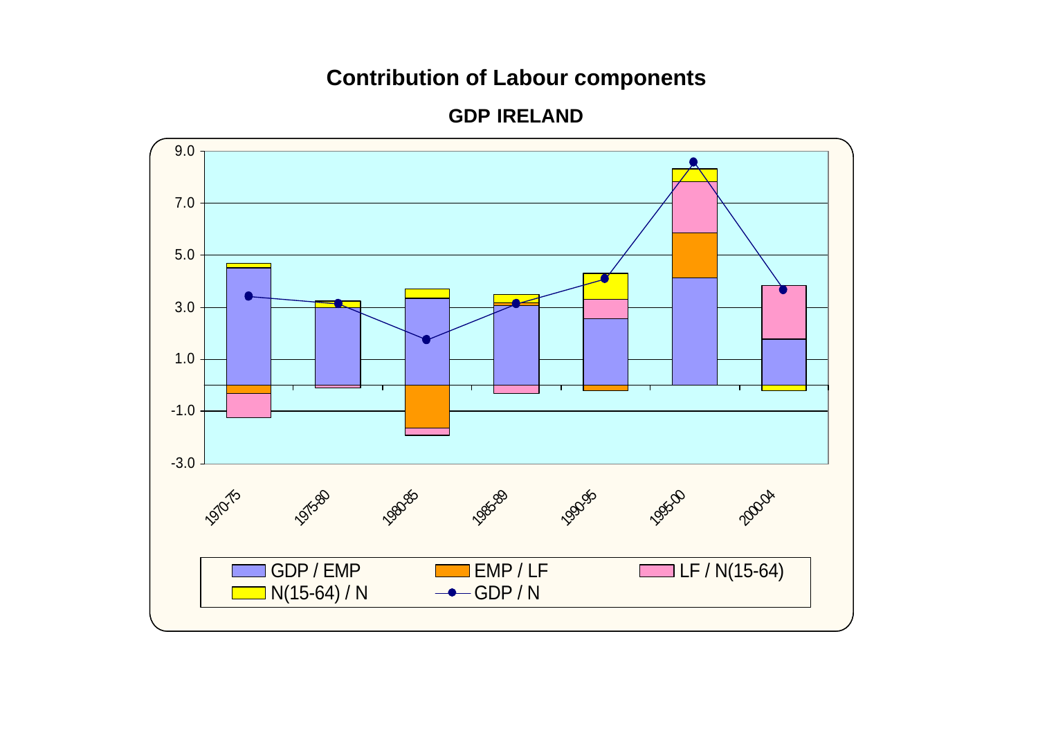# Contribution of Labour components

## GDP IRELAND

9.0
7.0
5.0
3.0
1.0
-1.0
-3.0

1970-75 1975-80 1980-85 1985-89 1990-95 1995-00 2000-04

GDP / EMP
EMP / LF
LF / N(15-64)
N(15-64) / N
GDP / N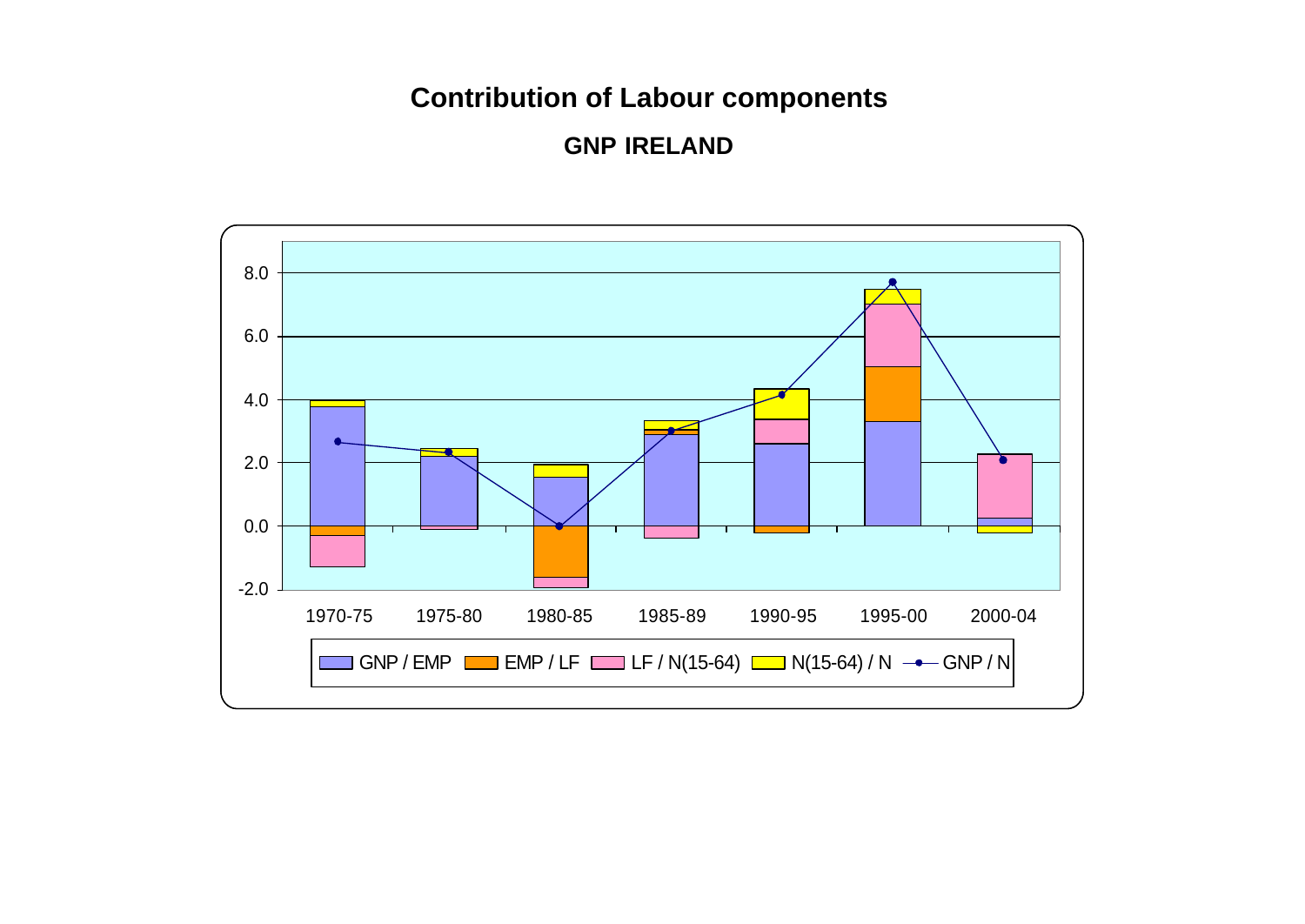# Contribution of Labour components

## GNP IRELAND

8.0
6.0
4.0
2.0
0.0
-2.0

1970-75 1975-80 1980-85 1985-89 1990-95 1995-00 2000-04

GNP / EMP   EMP / LF   LF / N(15-64)   N(15-64) / N   GNP / N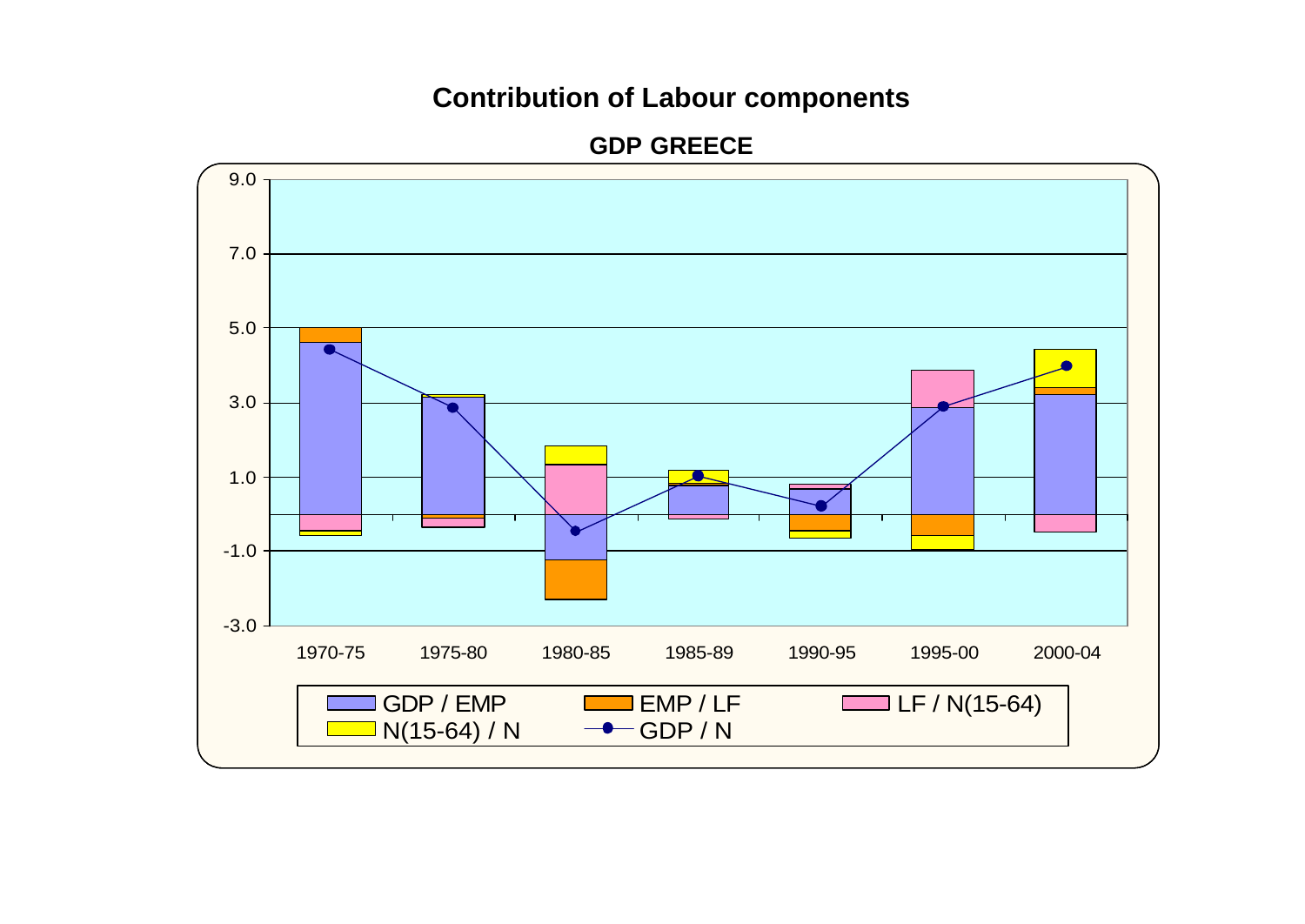## Contribution of Labour components

**GDP GREECE**

9.0
7.0
5.0
3.0
1.0
-1.0
-3.0

1970-75 1975-80 1980-85 1985-89 1990-95 1995-00 2000-04

GDP / EMP EMP / LF LF / N(15-64) N(15-64) / N GDP / N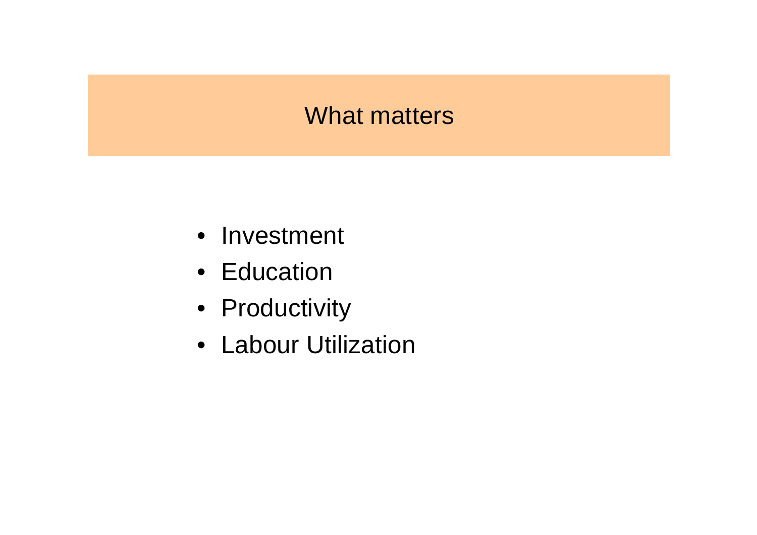# What matters

- Investment
- Education
- Productivity
- Labour Utilization